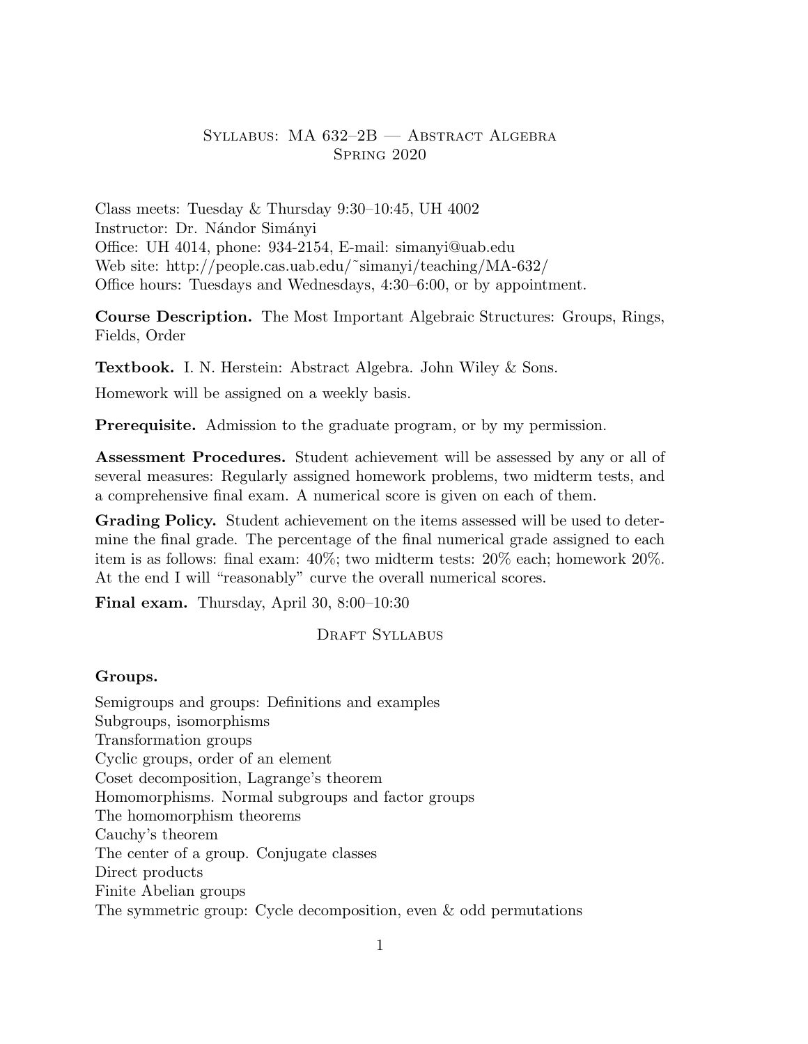# Syllabus: MA 632–2B — Abstract Algebra
## Spring 2020

Class meets: Tuesday & Thursday 9:30–10:45, UH 4002
Instructor: Dr. Nándor Simányi
Office: UH 4014, phone: 934-2154, E-mail: simanyi@uab.edu
Web site: http://people.cas.uab.edu/˜simanyi/teaching/MA-632/
Office hours: Tuesdays and Wednesdays, 4:30–6:00, or by appointment.

**Course Description.** The Most Important Algebraic Structures: Groups, Rings, Fields, Order

**Textbook.** I. N. Herstein: Abstract Algebra. John Wiley & Sons.

Homework will be assigned on a weekly basis.

**Prerequisite.** Admission to the graduate program, or by my permission.

**Assessment Procedures.** Student achievement will be assessed by any or all of several measures: Regularly assigned homework problems, two midterm tests, and a comprehensive final exam. A numerical score is given on each of them.

**Grading Policy.** Student achievement on the items assessed will be used to determine the final grade. The percentage of the final numerical grade assigned to each item is as follows: final exam: 40%; two midterm tests: 20% each; homework 20%. At the end I will "reasonably" curve the overall numerical scores.

**Final exam.** Thursday, April 30, 8:00–10:30

## Draft Syllabus

**Groups.**

Semigroups and groups: Definitions and examples
Subgroups, isomorphisms
Transformation groups
Cyclic groups, order of an element
Coset decomposition, Lagrange's theorem
Homomorphisms. Normal subgroups and factor groups
The homomorphism theorems
Cauchy's theorem
The center of a group. Conjugate classes
Direct products
Finite Abelian groups
The symmetric group: Cycle decomposition, even & odd permutations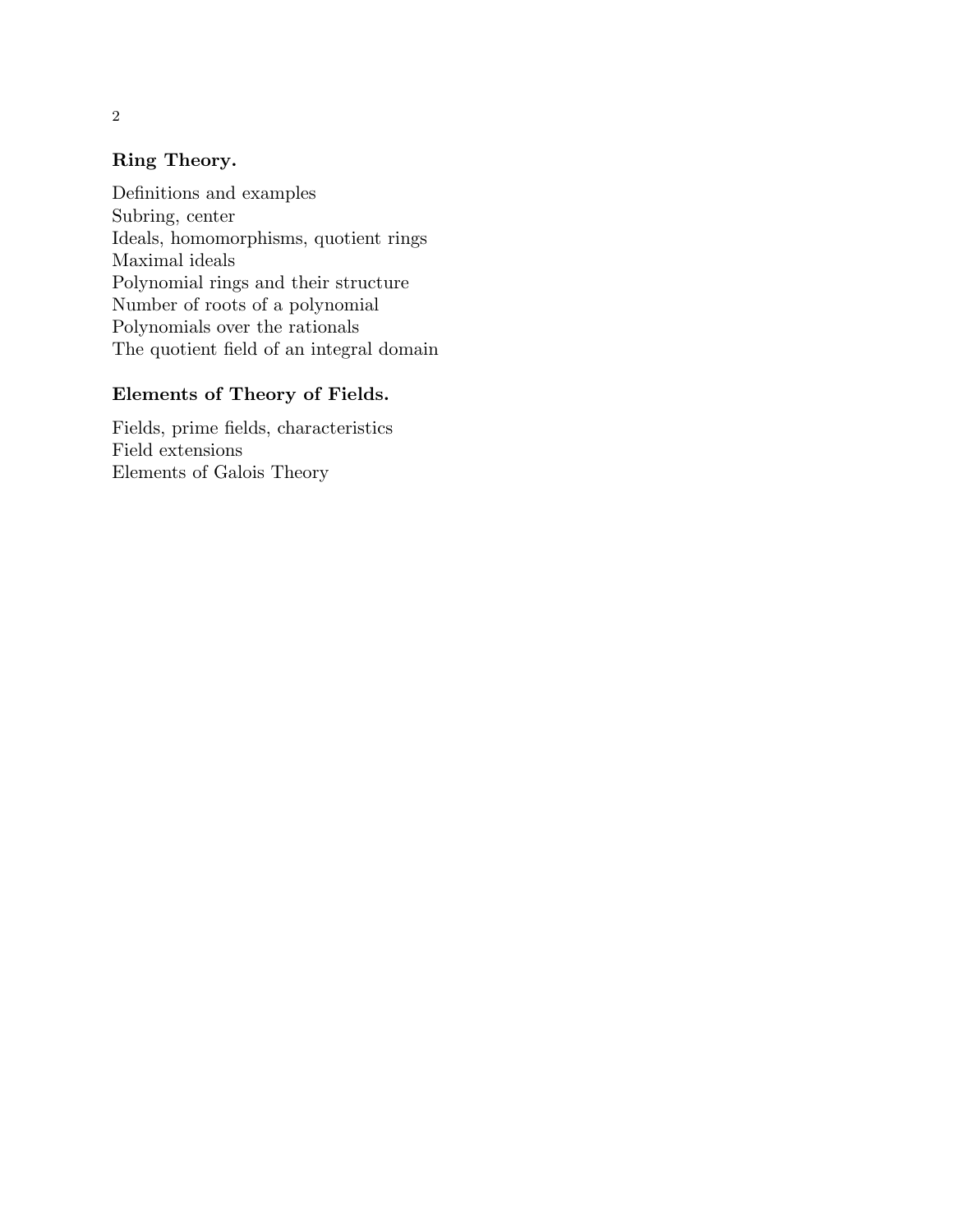**Ring Theory.**

Definitions and examples
Subring, center
Ideals, homomorphisms, quotient rings
Maximal ideals
Polynomial rings and their structure
Number of roots of a polynomial
Polynomials over the rationals
The quotient field of an integral domain

**Elements of Theory of Fields.**

Fields, prime fields, characteristics
Field extensions
Elements of Galois Theory